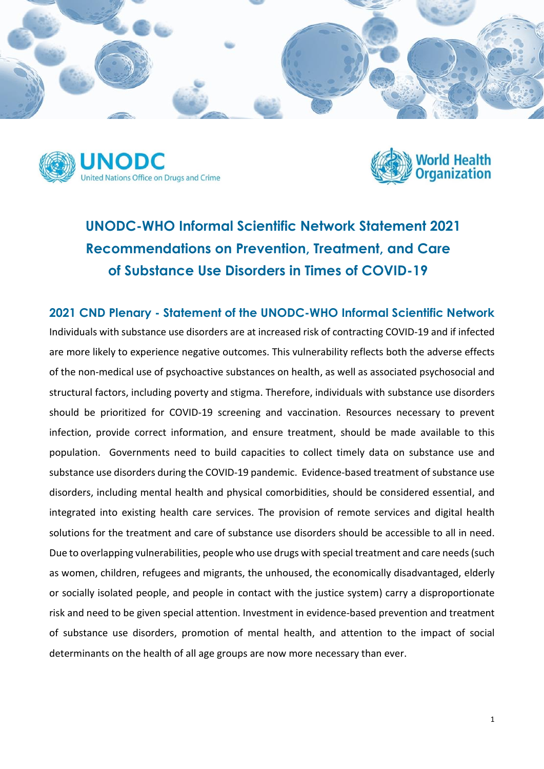UNODC
United Nations Office on Drugs and Crime

World Health Organization

# UNODC-WHO Informal Scientific Network Statement 2021 Recommendations on Prevention, Treatment, and Care of Substance Use Disorders in Times of COVID-19

## 2021 CND Plenary - Statement of the UNODC-WHO Informal Scientific Network

Individuals with substance use disorders are at increased risk of contracting COVID-19 and if infected are more likely to experience negative outcomes. This vulnerability reflects both the adverse effects of the non-medical use of psychoactive substances on health, as well as associated psychosocial and structural factors, including poverty and stigma. Therefore, individuals with substance use disorders should be prioritized for COVID-19 screening and vaccination. Resources necessary to prevent infection, provide correct information, and ensure treatment, should be made available to this population. Governments need to build capacities to collect timely data on substance use and substance use disorders during the COVID-19 pandemic. Evidence-based treatment of substance use disorders, including mental health and physical comorbidities, should be considered essential, and integrated into existing health care services. The provision of remote services and digital health solutions for the treatment and care of substance use disorders should be accessible to all in need. Due to overlapping vulnerabilities, people who use drugs with special treatment and care needs (such as women, children, refugees and migrants, the unhoused, the economically disadvantaged, elderly or socially isolated people, and people in contact with the justice system) carry a disproportionate risk and need to be given special attention. Investment in evidence-based prevention and treatment of substance use disorders, promotion of mental health, and attention to the impact of social determinants on the health of all age groups are now more necessary than ever.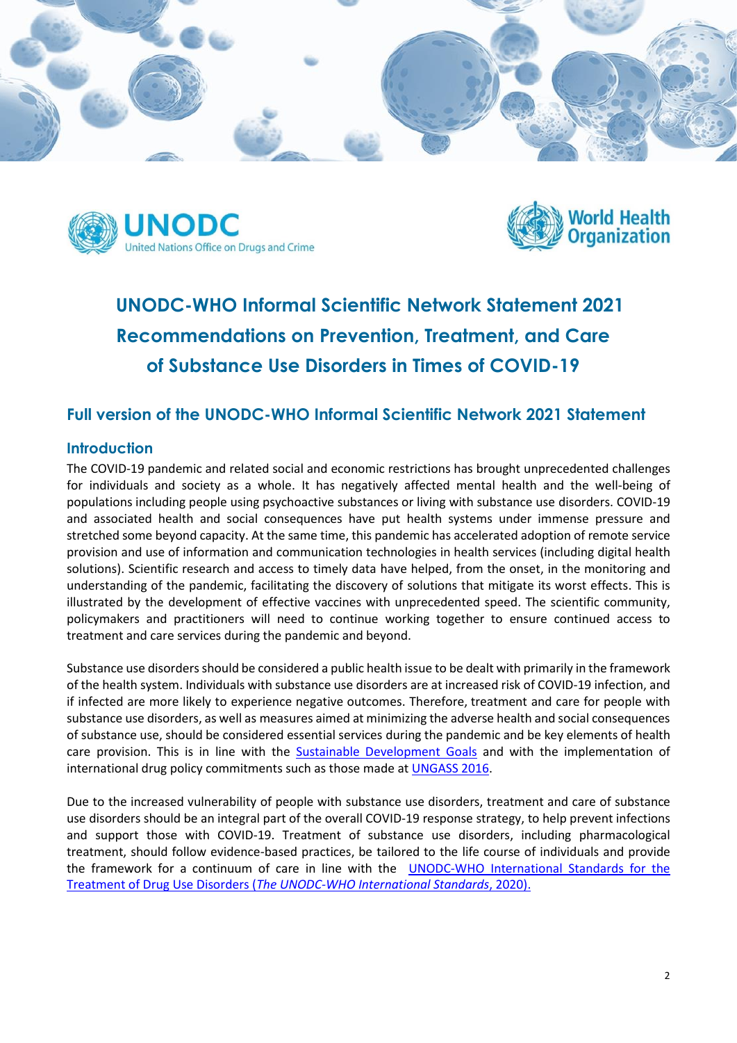# UNODC-WHO Informal Scientific Network Statement 2021 Recommendations on Prevention, Treatment, and Care of Substance Use Disorders in Times of COVID-19

## Full version of the UNODC-WHO Informal Scientific Network 2021 Statement

### Introduction

The COVID-19 pandemic and related social and economic restrictions has brought unprecedented challenges for individuals and society as a whole. It has negatively affected mental health and the well-being of populations including people using psychoactive substances or living with substance use disorders. COVID-19 and associated health and social consequences have put health systems under immense pressure and stretched some beyond capacity. At the same time, this pandemic has accelerated adoption of remote service provision and use of information and communication technologies in health services (including digital health solutions). Scientific research and access to timely data have helped, from the onset, in the monitoring and understanding of the pandemic, facilitating the discovery of solutions that mitigate its worst effects. This is illustrated by the development of effective vaccines with unprecedented speed. The scientific community, policymakers and practitioners will need to continue working together to ensure continued access to treatment and care services during the pandemic and beyond.

Substance use disorders should be considered a public health issue to be dealt with primarily in the framework of the health system. Individuals with substance use disorders are at increased risk of COVID-19 infection, and if infected are more likely to experience negative outcomes. Therefore, treatment and care for people with substance use disorders, as well as measures aimed at minimizing the adverse health and social consequences of substance use, should be considered essential services during the pandemic and be key elements of health care provision. This is in line with the Sustainable Development Goals and with the implementation of international drug policy commitments such as those made at UNGASS 2016.

Due to the increased vulnerability of people with substance use disorders, treatment and care of substance use disorders should be an integral part of the overall COVID-19 response strategy, to help prevent infections and support those with COVID-19. Treatment of substance use disorders, including pharmacological treatment, should follow evidence-based practices, be tailored to the life course of individuals and provide the framework for a continuum of care in line with the UNODC-WHO International Standards for the Treatment of Drug Use Disorders (*The UNODC-WHO International Standards*, 2020).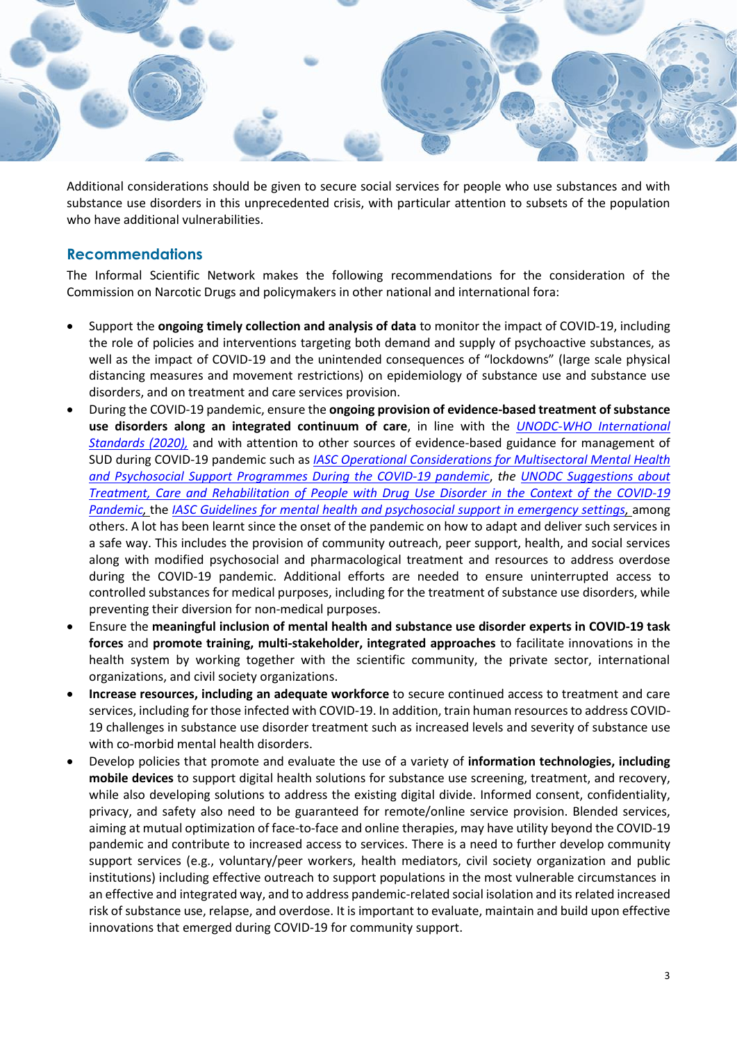Additional considerations should be given to secure social services for people who use substances and with substance use disorders in this unprecedented crisis, with particular attention to subsets of the population who have additional vulnerabilities.

## Recommendations

The Informal Scientific Network makes the following recommendations for the consideration of the Commission on Narcotic Drugs and policymakers in other national and international fora:

- Support the **ongoing timely collection and analysis of data** to monitor the impact of COVID-19, including the role of policies and interventions targeting both demand and supply of psychoactive substances, as well as the impact of COVID-19 and the unintended consequences of "lockdowns" (large scale physical distancing measures and movement restrictions) on epidemiology of substance use and substance use disorders, and on treatment and care services provision.
- During the COVID-19 pandemic, ensure the **ongoing provision of evidence-based treatment of substance use disorders along an integrated continuum of care**, in line with the *UNODC-WHO International Standards (2020),* and with attention to other sources of evidence-based guidance for management of SUD during COVID-19 pandemic such as *IASC Operational Considerations for Multisectoral Mental Health and Psychosocial Support Programmes During the COVID-19 pandemic*, *the UNODC Suggestions about Treatment, Care and Rehabilitation of People with Drug Use Disorder in the Context of the COVID-19 Pandemic,* the *IASC Guidelines for mental health and psychosocial support in emergency settings,* among others. A lot has been learnt since the onset of the pandemic on how to adapt and deliver such services in a safe way. This includes the provision of community outreach, peer support, health, and social services along with modified psychosocial and pharmacological treatment and resources to address overdose during the COVID-19 pandemic. Additional efforts are needed to ensure uninterrupted access to controlled substances for medical purposes, including for the treatment of substance use disorders, while preventing their diversion for non-medical purposes.
- Ensure the **meaningful inclusion of mental health and substance use disorder experts in COVID-19 task forces** and **promote training, multi-stakeholder, integrated approaches** to facilitate innovations in the health system by working together with the scientific community, the private sector, international organizations, and civil society organizations.
- **Increase resources, including an adequate workforce** to secure continued access to treatment and care services, including for those infected with COVID-19. In addition, train human resources to address COVID-19 challenges in substance use disorder treatment such as increased levels and severity of substance use with co-morbid mental health disorders.
- Develop policies that promote and evaluate the use of a variety of **information technologies, including mobile devices** to support digital health solutions for substance use screening, treatment, and recovery, while also developing solutions to address the existing digital divide. Informed consent, confidentiality, privacy, and safety also need to be guaranteed for remote/online service provision. Blended services, aiming at mutual optimization of face-to-face and online therapies, may have utility beyond the COVID-19 pandemic and contribute to increased access to services. There is a need to further develop community support services (e.g., voluntary/peer workers, health mediators, civil society organization and public institutions) including effective outreach to support populations in the most vulnerable circumstances in an effective and integrated way, and to address pandemic-related social isolation and its related increased risk of substance use, relapse, and overdose. It is important to evaluate, maintain and build upon effective innovations that emerged during COVID-19 for community support.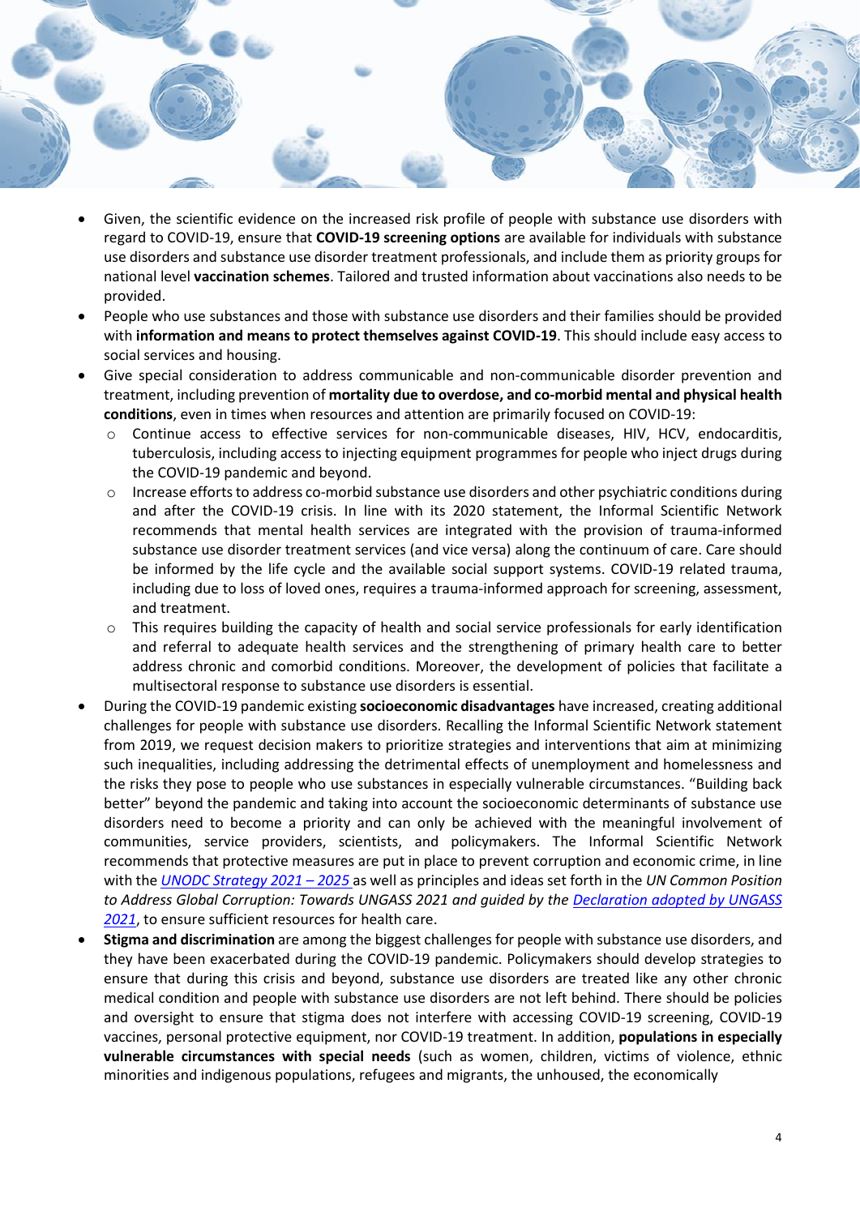- Given, the scientific evidence on the increased risk profile of people with substance use disorders with regard to COVID-19, ensure that **COVID-19 screening options** are available for individuals with substance use disorders and substance use disorder treatment professionals, and include them as priority groups for national level **vaccination schemes**. Tailored and trusted information about vaccinations also needs to be provided.
- People who use substances and those with substance use disorders and their families should be provided with **information and means to protect themselves against COVID-19**. This should include easy access to social services and housing.
- Give special consideration to address communicable and non-communicable disorder prevention and treatment, including prevention of **mortality due to overdose, and co-morbid mental and physical health conditions**, even in times when resources and attention are primarily focused on COVID-19:
  - Continue access to effective services for non-communicable diseases, HIV, HCV, endocarditis, tuberculosis, including access to injecting equipment programmes for people who inject drugs during the COVID-19 pandemic and beyond.
  - Increase efforts to address co-morbid substance use disorders and other psychiatric conditions during and after the COVID-19 crisis. In line with its 2020 statement, the Informal Scientific Network recommends that mental health services are integrated with the provision of trauma-informed substance use disorder treatment services (and vice versa) along the continuum of care. Care should be informed by the life cycle and the available social support systems. COVID-19 related trauma, including due to loss of loved ones, requires a trauma-informed approach for screening, assessment, and treatment.
  - This requires building the capacity of health and social service professionals for early identification and referral to adequate health services and the strengthening of primary health care to better address chronic and comorbid conditions. Moreover, the development of policies that facilitate a multisectoral response to substance use disorders is essential.
- During the COVID-19 pandemic existing **socioeconomic disadvantages** have increased, creating additional challenges for people with substance use disorders. Recalling the Informal Scientific Network statement from 2019, we request decision makers to prioritize strategies and interventions that aim at minimizing such inequalities, including addressing the detrimental effects of unemployment and homelessness and the risks they pose to people who use substances in especially vulnerable circumstances. "Building back better" beyond the pandemic and taking into account the socioeconomic determinants of substance use disorders need to become a priority and can only be achieved with the meaningful involvement of communities, service providers, scientists, and policymakers. The Informal Scientific Network recommends that protective measures are put in place to prevent corruption and economic crime, in line with the *UNODC Strategy 2021 – 2025* as well as principles and ideas set forth in the *UN Common Position to Address Global Corruption: Towards UNGASS 2021 and guided by the Declaration adopted by UNGASS 2021*, to ensure sufficient resources for health care.
- **Stigma and discrimination** are among the biggest challenges for people with substance use disorders, and they have been exacerbated during the COVID-19 pandemic. Policymakers should develop strategies to ensure that during this crisis and beyond, substance use disorders are treated like any other chronic medical condition and people with substance use disorders are not left behind. There should be policies and oversight to ensure that stigma does not interfere with accessing COVID-19 screening, COVID-19 vaccines, personal protective equipment, nor COVID-19 treatment. In addition, **populations in especially vulnerable circumstances with special needs** (such as women, children, victims of violence, ethnic minorities and indigenous populations, refugees and migrants, the unhoused, the economically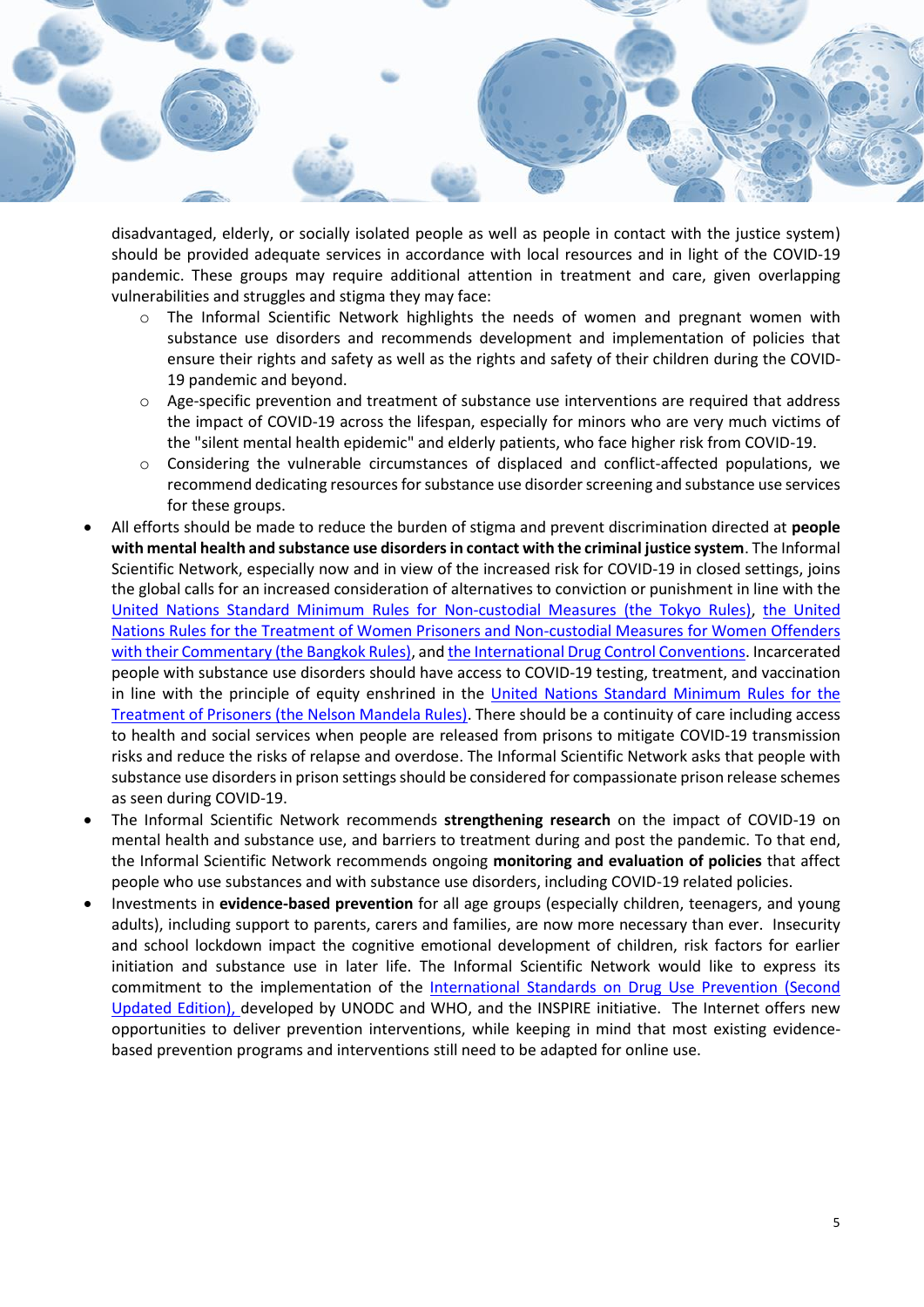disadvantaged, elderly, or socially isolated people as well as people in contact with the justice system) should be provided adequate services in accordance with local resources and in light of the COVID-19 pandemic. These groups may require additional attention in treatment and care, given overlapping vulnerabilities and struggles and stigma they may face:

  - The Informal Scientific Network highlights the needs of women and pregnant women with substance use disorders and recommends development and implementation of policies that ensure their rights and safety as well as the rights and safety of their children during the COVID-19 pandemic and beyond.
  - Age-specific prevention and treatment of substance use interventions are required that address the impact of COVID-19 across the lifespan, especially for minors who are very much victims of the "silent mental health epidemic" and elderly patients, who face higher risk from COVID-19.
  - Considering the vulnerable circumstances of displaced and conflict-affected populations, we recommend dedicating resources for substance use disorder screening and substance use services for these groups.

- All efforts should be made to reduce the burden of stigma and prevent discrimination directed at **people with mental health and substance use disorders in contact with the criminal justice system**. The Informal Scientific Network, especially now and in view of the increased risk for COVID-19 in closed settings, joins the global calls for an increased consideration of alternatives to conviction or punishment in line with the United Nations Standard Minimum Rules for Non-custodial Measures (the Tokyo Rules), the United Nations Rules for the Treatment of Women Prisoners and Non-custodial Measures for Women Offenders with their Commentary (the Bangkok Rules), and the International Drug Control Conventions. Incarcerated people with substance use disorders should have access to COVID-19 testing, treatment, and vaccination in line with the principle of equity enshrined in the United Nations Standard Minimum Rules for the Treatment of Prisoners (the Nelson Mandela Rules). There should be a continuity of care including access to health and social services when people are released from prisons to mitigate COVID-19 transmission risks and reduce the risks of relapse and overdose. The Informal Scientific Network asks that people with substance use disorders in prison settings should be considered for compassionate prison release schemes as seen during COVID-19.
- The Informal Scientific Network recommends **strengthening research** on the impact of COVID-19 on mental health and substance use, and barriers to treatment during and post the pandemic. To that end, the Informal Scientific Network recommends ongoing **monitoring and evaluation of policies** that affect people who use substances and with substance use disorders, including COVID-19 related policies.
- Investments in **evidence-based prevention** for all age groups (especially children, teenagers, and young adults), including support to parents, carers and families, are now more necessary than ever. Insecurity and school lockdown impact the cognitive emotional development of children, risk factors for earlier initiation and substance use in later life. The Informal Scientific Network would like to express its commitment to the implementation of the International Standards on Drug Use Prevention (Second Updated Edition), developed by UNODC and WHO, and the INSPIRE initiative. The Internet offers new opportunities to deliver prevention interventions, while keeping in mind that most existing evidence-based prevention programs and interventions still need to be adapted for online use.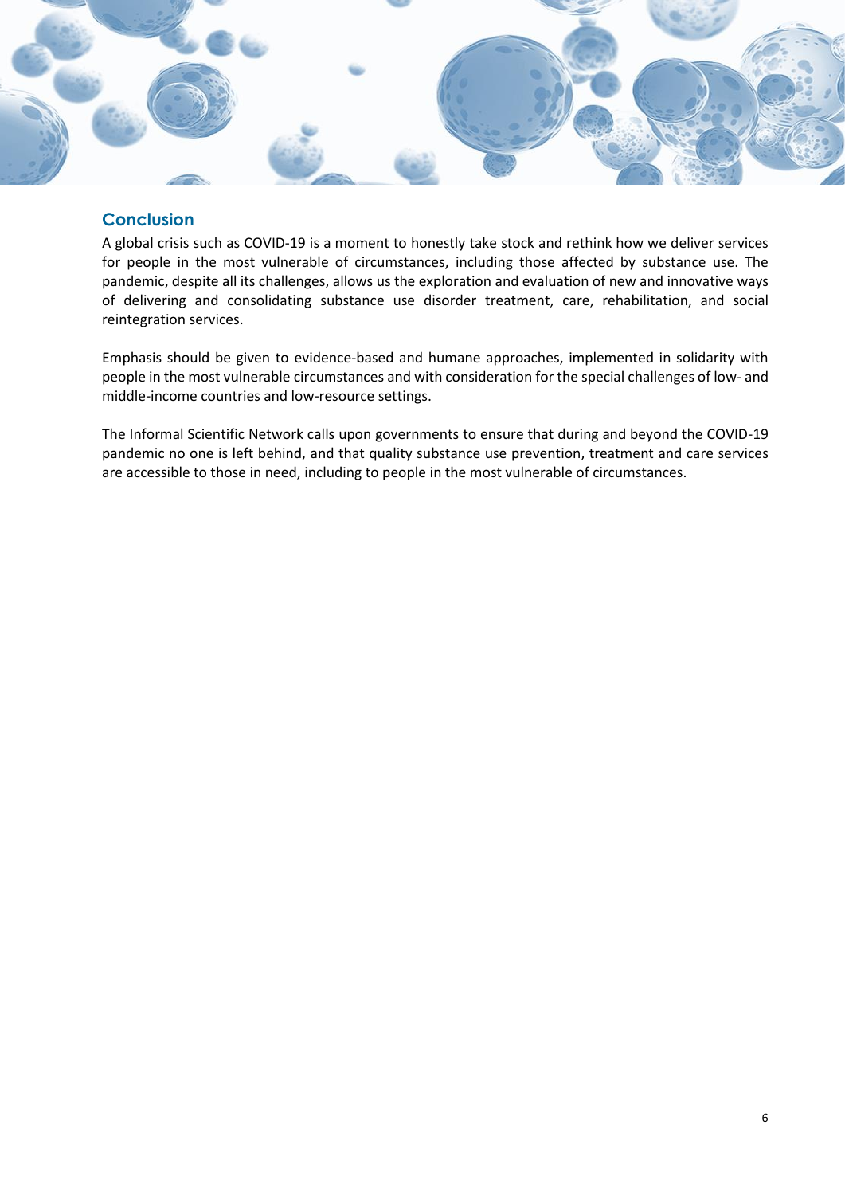## Conclusion

A global crisis such as COVID-19 is a moment to honestly take stock and rethink how we deliver services for people in the most vulnerable of circumstances, including those affected by substance use. The pandemic, despite all its challenges, allows us the exploration and evaluation of new and innovative ways of delivering and consolidating substance use disorder treatment, care, rehabilitation, and social reintegration services.

Emphasis should be given to evidence-based and humane approaches, implemented in solidarity with people in the most vulnerable circumstances and with consideration for the special challenges of low- and middle-income countries and low-resource settings.

The Informal Scientific Network calls upon governments to ensure that during and beyond the COVID-19 pandemic no one is left behind, and that quality substance use prevention, treatment and care services are accessible to those in need, including to people in the most vulnerable of circumstances.